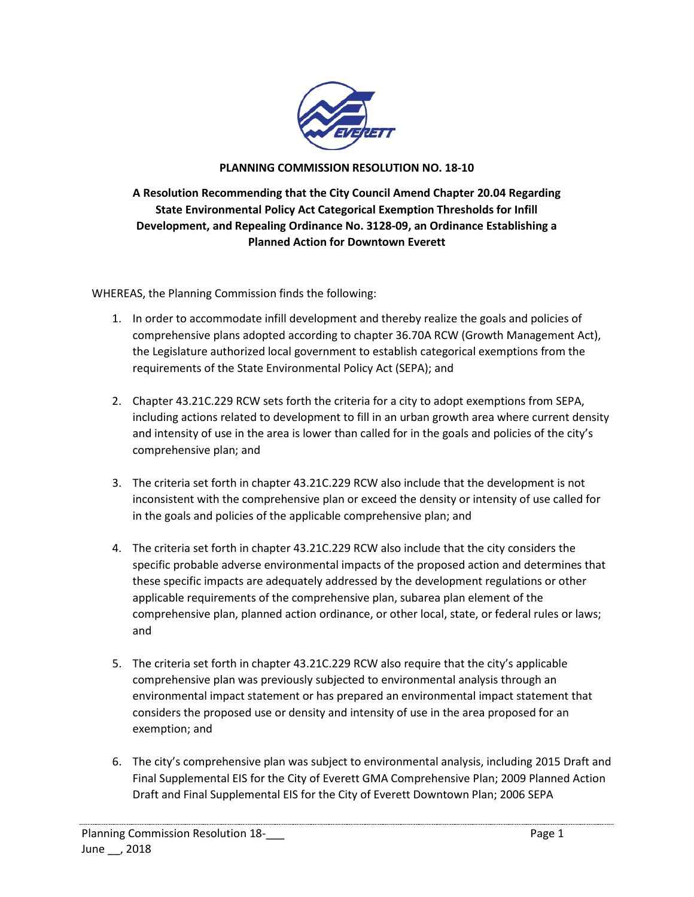**PLANNING COMMISSION RESOLUTION NO. 18-10**

**A Resolution Recommending that the City Council Amend Chapter 20.04 Regarding State Environmental Policy Act Categorical Exemption Thresholds for Infill Development, and Repealing Ordinance No. 3128-09, an Ordinance Establishing a Planned Action for Downtown Everett**

WHEREAS, the Planning Commission finds the following:

1. In order to accommodate infill development and thereby realize the goals and policies of comprehensive plans adopted according to chapter 36.70A RCW (Growth Management Act), the Legislature authorized local government to establish categorical exemptions from the requirements of the State Environmental Policy Act (SEPA); and

2. Chapter 43.21C.229 RCW sets forth the criteria for a city to adopt exemptions from SEPA, including actions related to development to fill in an urban growth area where current density and intensity of use in the area is lower than called for in the goals and policies of the city's comprehensive plan; and

3. The criteria set forth in chapter 43.21C.229 RCW also include that the development is not inconsistent with the comprehensive plan or exceed the density or intensity of use called for in the goals and policies of the applicable comprehensive plan; and

4. The criteria set forth in chapter 43.21C.229 RCW also include that the city considers the specific probable adverse environmental impacts of the proposed action and determines that these specific impacts are adequately addressed by the development regulations or other applicable requirements of the comprehensive plan, subarea plan element of the comprehensive plan, planned action ordinance, or other local, state, or federal rules or laws; and

5. The criteria set forth in chapter 43.21C.229 RCW also require that the city's applicable comprehensive plan was previously subjected to environmental analysis through an environmental impact statement or has prepared an environmental impact statement that considers the proposed use or density and intensity of use in the area proposed for an exemption; and

6. The city's comprehensive plan was subject to environmental analysis, including 2015 Draft and Final Supplemental EIS for the City of Everett GMA Comprehensive Plan; 2009 Planned Action Draft and Final Supplemental EIS for the City of Everett Downtown Plan; 2006 SEPA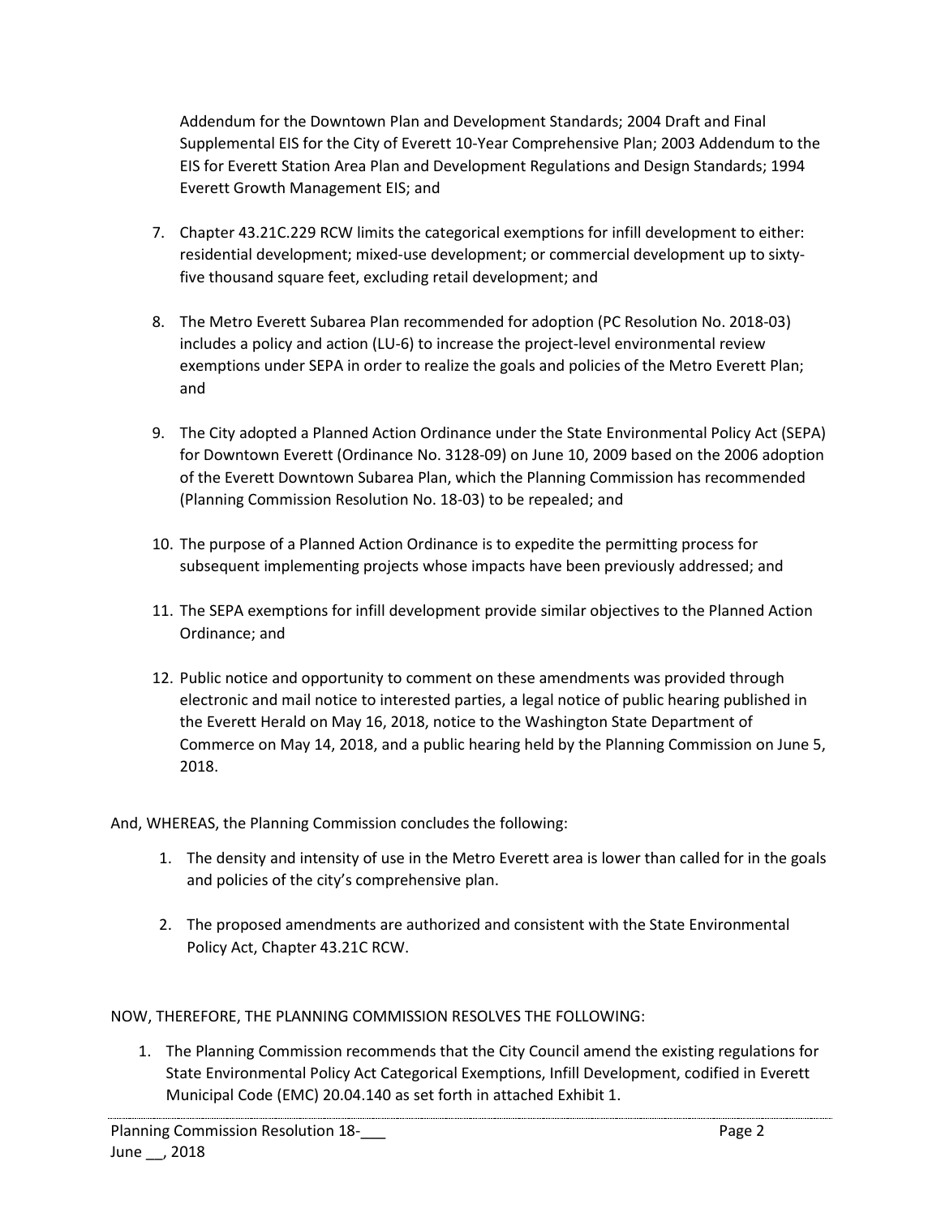Addendum for the Downtown Plan and Development Standards; 2004 Draft and Final Supplemental EIS for the City of Everett 10-Year Comprehensive Plan; 2003 Addendum to the EIS for Everett Station Area Plan and Development Regulations and Design Standards; 1994 Everett Growth Management EIS; and

7. Chapter 43.21C.229 RCW limits the categorical exemptions for infill development to either: residential development; mixed-use development; or commercial development up to sixty-five thousand square feet, excluding retail development; and

8. The Metro Everett Subarea Plan recommended for adoption (PC Resolution No. 2018-03) includes a policy and action (LU-6) to increase the project-level environmental review exemptions under SEPA in order to realize the goals and policies of the Metro Everett Plan; and

9. The City adopted a Planned Action Ordinance under the State Environmental Policy Act (SEPA) for Downtown Everett (Ordinance No. 3128-09) on June 10, 2009 based on the 2006 adoption of the Everett Downtown Subarea Plan, which the Planning Commission has recommended (Planning Commission Resolution No. 18-03) to be repealed; and

10. The purpose of a Planned Action Ordinance is to expedite the permitting process for subsequent implementing projects whose impacts have been previously addressed; and

11. The SEPA exemptions for infill development provide similar objectives to the Planned Action Ordinance; and

12. Public notice and opportunity to comment on these amendments was provided through electronic and mail notice to interested parties, a legal notice of public hearing published in the Everett Herald on May 16, 2018, notice to the Washington State Department of Commerce on May 14, 2018, and a public hearing held by the Planning Commission on June 5, 2018.

And, WHEREAS, the Planning Commission concludes the following:

1. The density and intensity of use in the Metro Everett area is lower than called for in the goals and policies of the city's comprehensive plan.

2. The proposed amendments are authorized and consistent with the State Environmental Policy Act, Chapter 43.21C RCW.

NOW, THEREFORE, THE PLANNING COMMISSION RESOLVES THE FOLLOWING:

1. The Planning Commission recommends that the City Council amend the existing regulations for State Environmental Policy Act Categorical Exemptions, Infill Development, codified in Everett Municipal Code (EMC) 20.04.140 as set forth in attached Exhibit 1.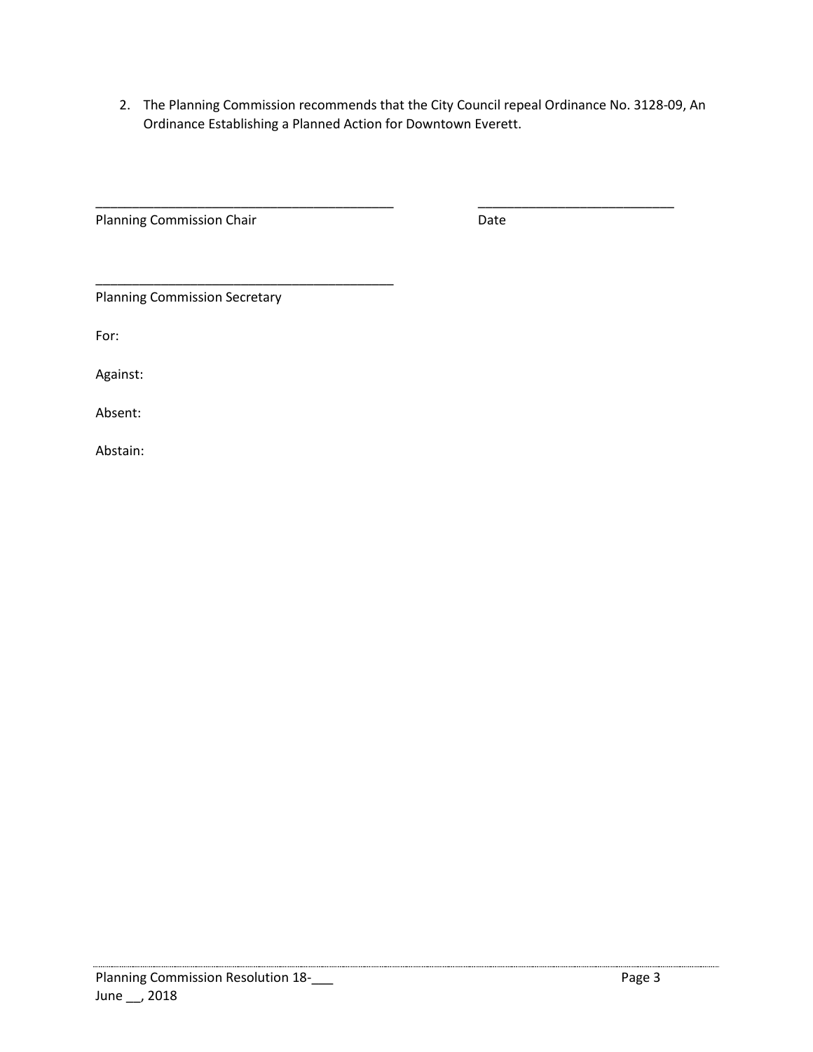2. The Planning Commission recommends that the City Council repeal Ordinance No. 3128-09, An Ordinance Establishing a Planned Action for Downtown Everett.

_____________________________________________ _____________________________
Planning Commission Chair Date

_____________________________________________
Planning Commission Secretary

For:

Against:

Absent:

Abstain: